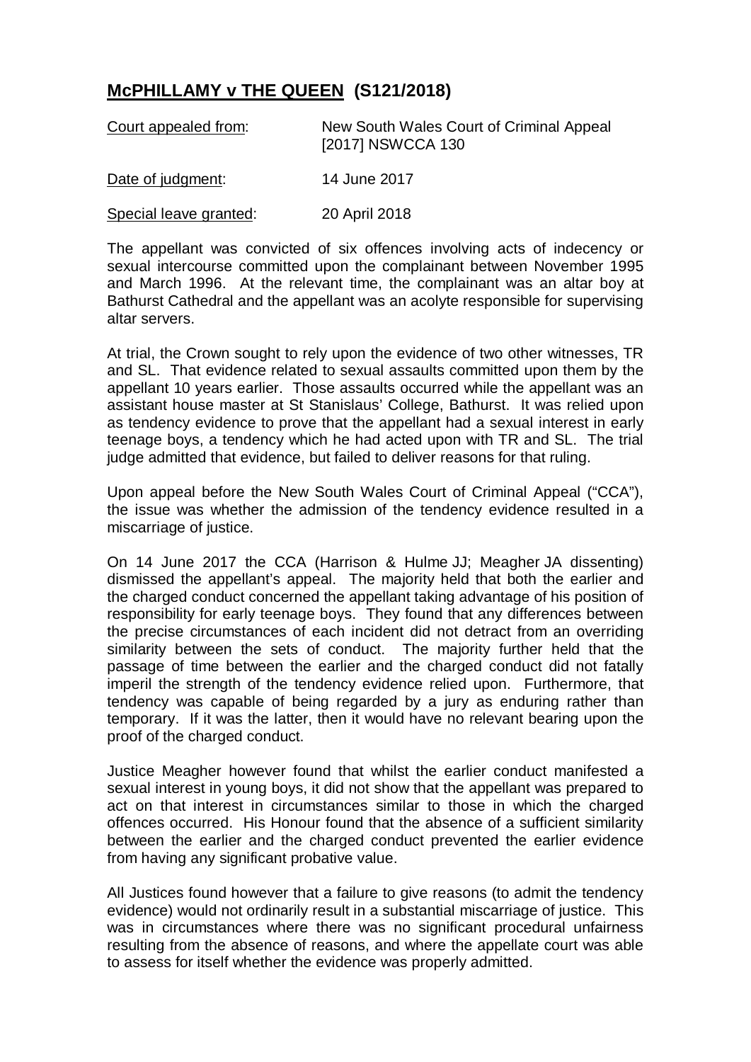# **McPHILLAMY v THE QUEEN (S121/2018)**

| Court appealed from: | New South Wales Court of Criminal Appeal [2017] NSWCCA 130 |
| --- | --- |
| Date of judgment: | 14 June 2017 |
| Special leave granted: | 20 April 2018 |

The appellant was convicted of six offences involving acts of indecency or sexual intercourse committed upon the complainant between November 1995 and March 1996. At the relevant time, the complainant was an altar boy at Bathurst Cathedral and the appellant was an acolyte responsible for supervising altar servers.

At trial, the Crown sought to rely upon the evidence of two other witnesses, TR and SL. That evidence related to sexual assaults committed upon them by the appellant 10 years earlier. Those assaults occurred while the appellant was an assistant house master at St Stanislaus' College, Bathurst. It was relied upon as tendency evidence to prove that the appellant had a sexual interest in early teenage boys, a tendency which he had acted upon with TR and SL. The trial judge admitted that evidence, but failed to deliver reasons for that ruling.

Upon appeal before the New South Wales Court of Criminal Appeal ("CCA"), the issue was whether the admission of the tendency evidence resulted in a miscarriage of justice.

On 14 June 2017 the CCA (Harrison & Hulme JJ; Meagher JA dissenting) dismissed the appellant's appeal. The majority held that both the earlier and the charged conduct concerned the appellant taking advantage of his position of responsibility for early teenage boys. They found that any differences between the precise circumstances of each incident did not detract from an overriding similarity between the sets of conduct. The majority further held that the passage of time between the earlier and the charged conduct did not fatally imperil the strength of the tendency evidence relied upon. Furthermore, that tendency was capable of being regarded by a jury as enduring rather than temporary. If it was the latter, then it would have no relevant bearing upon the proof of the charged conduct.

Justice Meagher however found that whilst the earlier conduct manifested a sexual interest in young boys, it did not show that the appellant was prepared to act on that interest in circumstances similar to those in which the charged offences occurred. His Honour found that the absence of a sufficient similarity between the earlier and the charged conduct prevented the earlier evidence from having any significant probative value.

All Justices found however that a failure to give reasons (to admit the tendency evidence) would not ordinarily result in a substantial miscarriage of justice. This was in circumstances where there was no significant procedural unfairness resulting from the absence of reasons, and where the appellate court was able to assess for itself whether the evidence was properly admitted.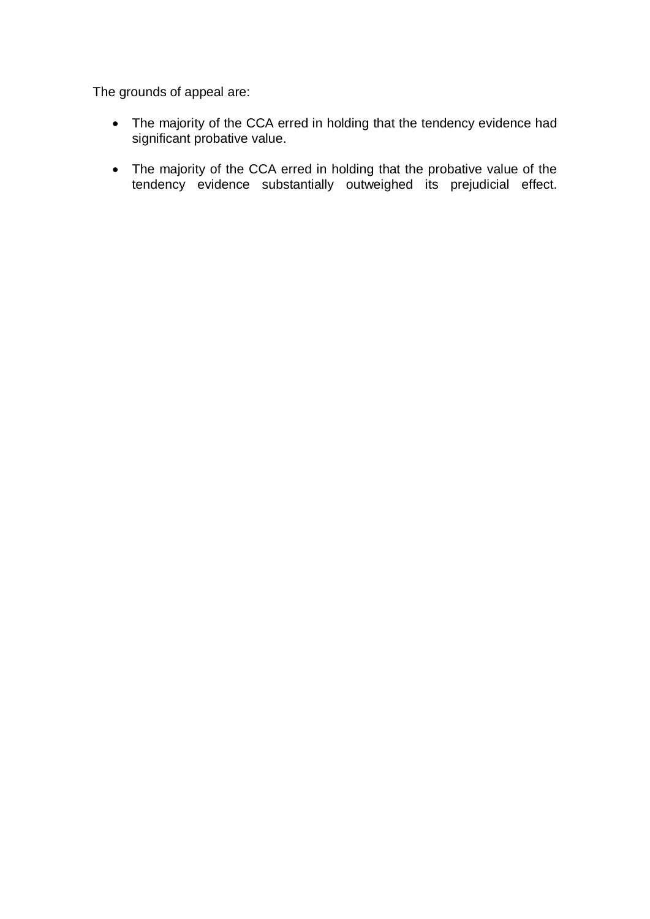The grounds of appeal are:

- The majority of the CCA erred in holding that the tendency evidence had significant probative value.
- The majority of the CCA erred in holding that the probative value of the tendency evidence substantially outweighed its prejudicial effect.